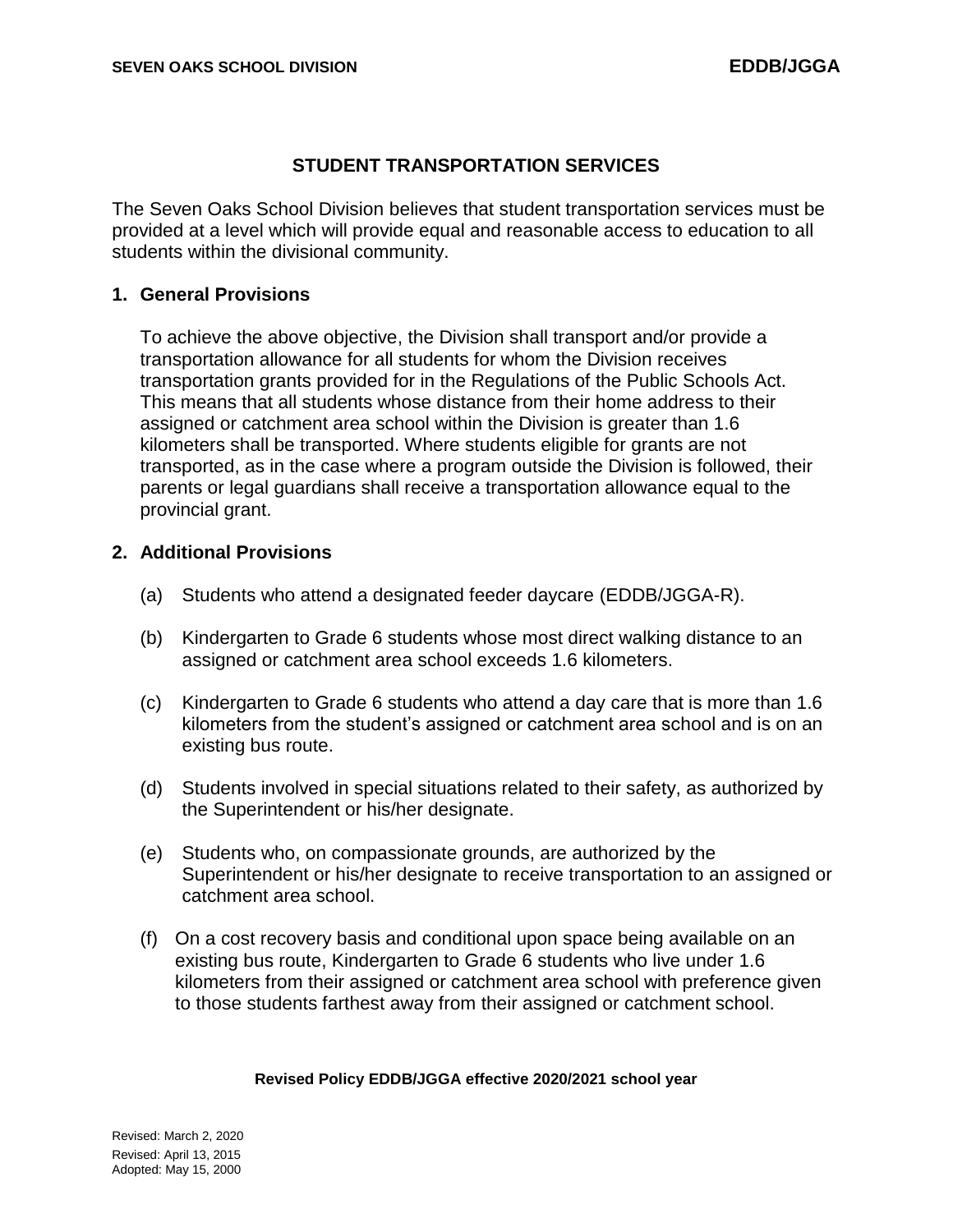# STUDENT TRANSPORTATION SERVICES

The Seven Oaks School Division believes that student transportation services must be provided at a level which will provide equal and reasonable access to education to all students within the divisional community.

## 1. General Provisions

To achieve the above objective, the Division shall transport and/or provide a transportation allowance for all students for whom the Division receives transportation grants provided for in the Regulations of the Public Schools Act. This means that all students whose distance from their home address to their assigned or catchment area school within the Division is greater than 1.6 kilometers shall be transported. Where students eligible for grants are not transported, as in the case where a program outside the Division is followed, their parents or legal guardians shall receive a transportation allowance equal to the provincial grant.

## 2. Additional Provisions

(a) Students who attend a designated feeder daycare (EDDB/JGGA-R).

(b) Kindergarten to Grade 6 students whose most direct walking distance to an assigned or catchment area school exceeds 1.6 kilometers.

(c) Kindergarten to Grade 6 students who attend a day care that is more than 1.6 kilometers from the student's assigned or catchment area school and is on an existing bus route.

(d) Students involved in special situations related to their safety, as authorized by the Superintendent or his/her designate.

(e) Students who, on compassionate grounds, are authorized by the Superintendent or his/her designate to receive transportation to an assigned or catchment area school.

(f) On a cost recovery basis and conditional upon space being available on an existing bus route, Kindergarten to Grade 6 students who live under 1.6 kilometers from their assigned or catchment area school with preference given to those students farthest away from their assigned or catchment school.

**Revised Policy EDDB/JGGA effective 2020/2021 school year**

Revised: March 2, 2020
Revised: April 13, 2015
Adopted: May 15, 2000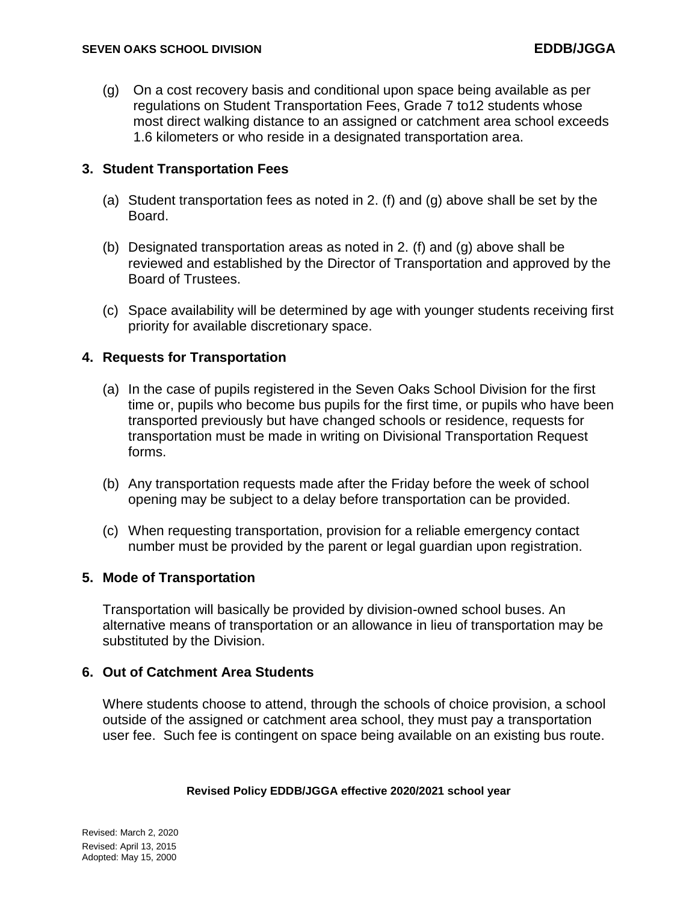(g) On a cost recovery basis and conditional upon space being available as per regulations on Student Transportation Fees, Grade 7 to12 students whose most direct walking distance to an assigned or catchment area school exceeds 1.6 kilometers or who reside in a designated transportation area.

## 3. Student Transportation Fees

(a) Student transportation fees as noted in 2. (f) and (g) above shall be set by the Board.

(b) Designated transportation areas as noted in 2. (f) and (g) above shall be reviewed and established by the Director of Transportation and approved by the Board of Trustees.

(c) Space availability will be determined by age with younger students receiving first priority for available discretionary space.

## 4. Requests for Transportation

(a) In the case of pupils registered in the Seven Oaks School Division for the first time or, pupils who become bus pupils for the first time, or pupils who have been transported previously but have changed schools or residence, requests for transportation must be made in writing on Divisional Transportation Request forms.

(b) Any transportation requests made after the Friday before the week of school opening may be subject to a delay before transportation can be provided.

(c) When requesting transportation, provision for a reliable emergency contact number must be provided by the parent or legal guardian upon registration.

## 5. Mode of Transportation

Transportation will basically be provided by division-owned school buses. An alternative means of transportation or an allowance in lieu of transportation may be substituted by the Division.

## 6. Out of Catchment Area Students

Where students choose to attend, through the schools of choice provision, a school outside of the assigned or catchment area school, they must pay a transportation user fee. Such fee is contingent on space being available on an existing bus route.

**Revised Policy EDDB/JGGA effective 2020/2021 school year**

Revised: March 2, 2020
Revised: April 13, 2015
Adopted: May 15, 2000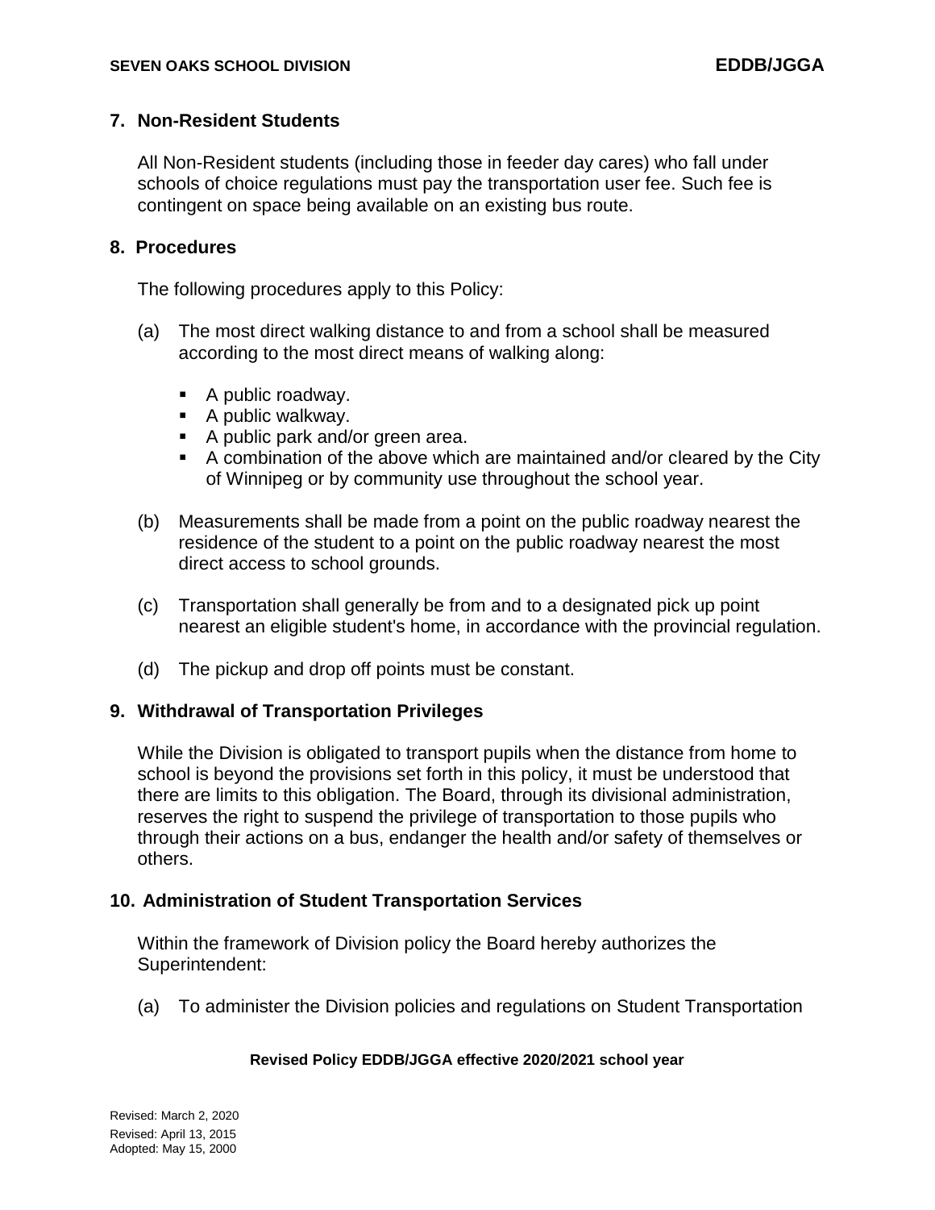## 7. Non-Resident Students

All Non-Resident students (including those in feeder day cares) who fall under schools of choice regulations must pay the transportation user fee. Such fee is contingent on space being available on an existing bus route.

## 8. Procedures

The following procedures apply to this Policy:

(a) The most direct walking distance to and from a school shall be measured according to the most direct means of walking along:

- A public roadway.
- A public walkway.
- A public park and/or green area.
- A combination of the above which are maintained and/or cleared by the City of Winnipeg or by community use throughout the school year.

(b) Measurements shall be made from a point on the public roadway nearest the residence of the student to a point on the public roadway nearest the most direct access to school grounds.

(c) Transportation shall generally be from and to a designated pick up point nearest an eligible student's home, in accordance with the provincial regulation.

(d) The pickup and drop off points must be constant.

## 9. Withdrawal of Transportation Privileges

While the Division is obligated to transport pupils when the distance from home to school is beyond the provisions set forth in this policy, it must be understood that there are limits to this obligation. The Board, through its divisional administration, reserves the right to suspend the privilege of transportation to those pupils who through their actions on a bus, endanger the health and/or safety of themselves or others.

## 10. Administration of Student Transportation Services

Within the framework of Division policy the Board hereby authorizes the Superintendent:

(a) To administer the Division policies and regulations on Student Transportation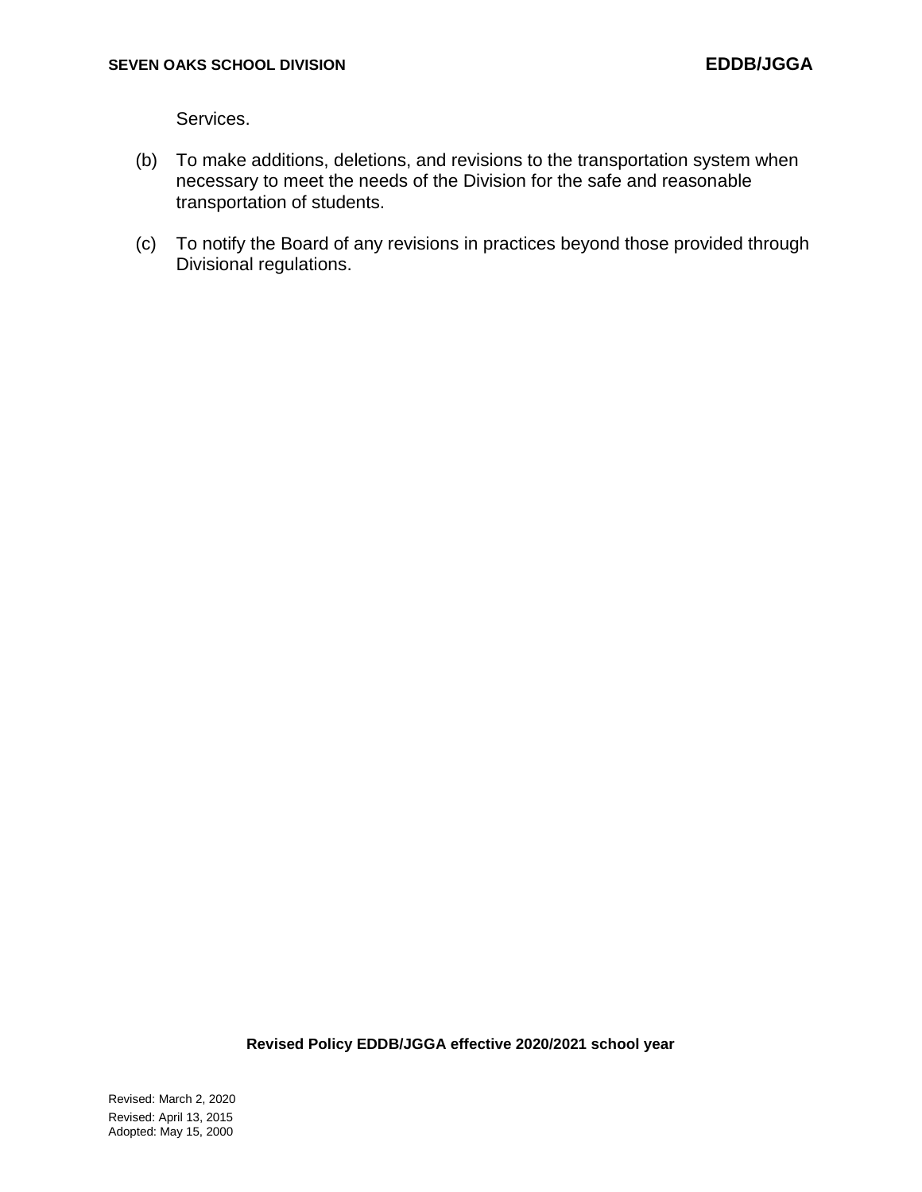Services.

(b) To make additions, deletions, and revisions to the transportation system when necessary to meet the needs of the Division for the safe and reasonable transportation of students.

(c) To notify the Board of any revisions in practices beyond those provided through Divisional regulations.

**Revised Policy EDDB/JGGA effective 2020/2021 school year**

Revised: March 2, 2020
Revised: April 13, 2015
Adopted: May 15, 2000